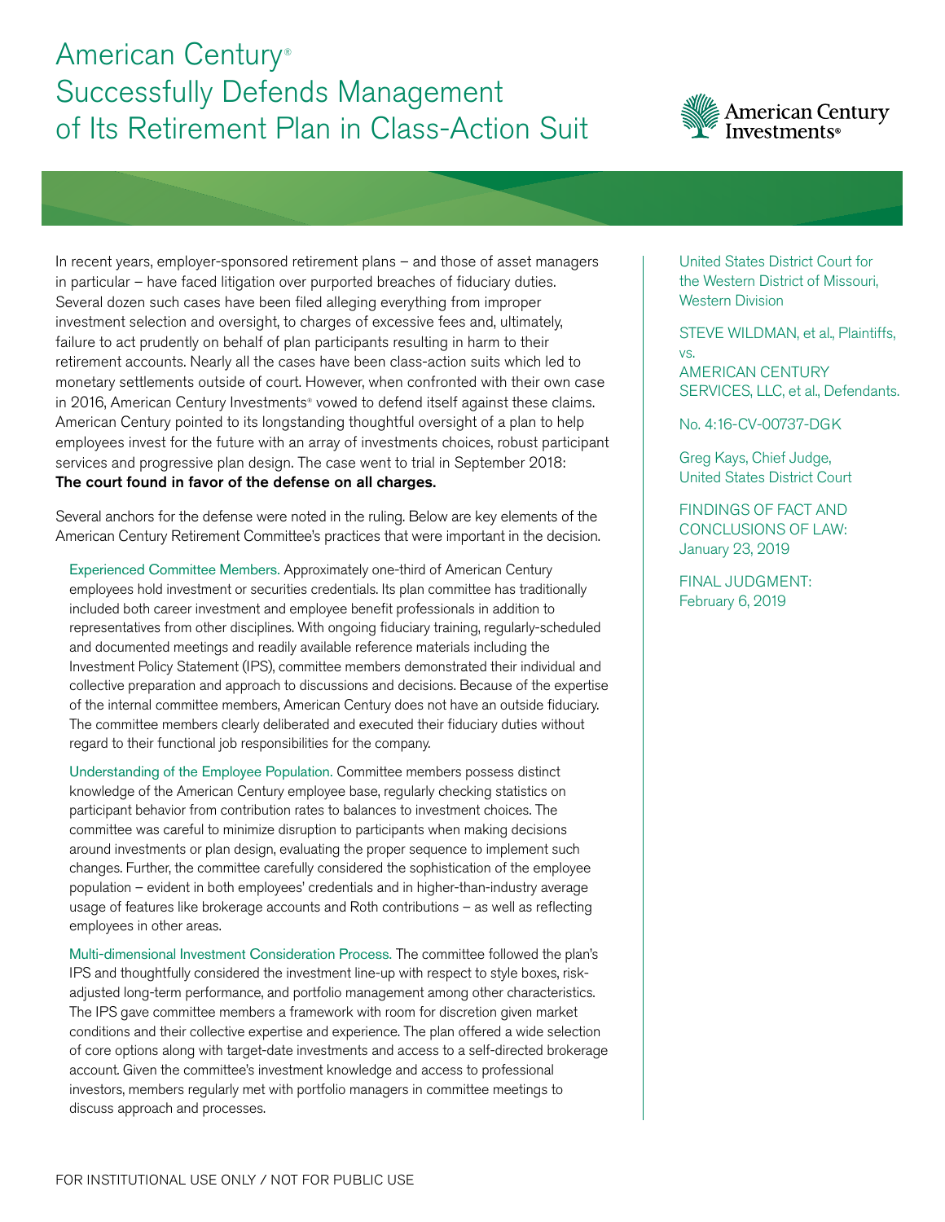# American Century® Successfully Defends Management of Its Retirement Plan in Class-Action Suit

American Century Investments®

In recent years, employer-sponsored retirement plans – and those of asset managers in particular – have faced litigation over purported breaches of fiduciary duties. Several dozen such cases have been filed alleging everything from improper investment selection and oversight, to charges of excessive fees and, ultimately, failure to act prudently on behalf of plan participants resulting in harm to their retirement accounts. Nearly all the cases have been class-action suits which led to monetary settlements outside of court. However, when confronted with their own case in 2016, American Century Investments® vowed to defend itself against these claims. American Century pointed to its longstanding thoughtful oversight of a plan to help employees invest for the future with an array of investments choices, robust participant services and progressive plan design. The case went to trial in September 2018: **The court found in favor of the defense on all charges.**

Several anchors for the defense were noted in the ruling. Below are key elements of the American Century Retirement Committee's practices that were important in the decision.

**Experienced Committee Members.** Approximately one-third of American Century employees hold investment or securities credentials. Its plan committee has traditionally included both career investment and employee benefit professionals in addition to representatives from other disciplines. With ongoing fiduciary training, regularly-scheduled and documented meetings and readily available reference materials including the Investment Policy Statement (IPS), committee members demonstrated their individual and collective preparation and approach to discussions and decisions. Because of the expertise of the internal committee members, American Century does not have an outside fiduciary. The committee members clearly deliberated and executed their fiduciary duties without regard to their functional job responsibilities for the company.

**Understanding of the Employee Population.** Committee members possess distinct knowledge of the American Century employee base, regularly checking statistics on participant behavior from contribution rates to balances to investment choices. The committee was careful to minimize disruption to participants when making decisions around investments or plan design, evaluating the proper sequence to implement such changes. Further, the committee carefully considered the sophistication of the employee population – evident in both employees' credentials and in higher-than-industry average usage of features like brokerage accounts and Roth contributions – as well as reflecting employees in other areas.

**Multi-dimensional Investment Consideration Process.** The committee followed the plan's IPS and thoughtfully considered the investment line-up with respect to style boxes, risk-adjusted long-term performance, and portfolio management among other characteristics. The IPS gave committee members a framework with room for discretion given market conditions and their collective expertise and experience. The plan offered a wide selection of core options along with target-date investments and access to a self-directed brokerage account. Given the committee's investment knowledge and access to professional investors, members regularly met with portfolio managers in committee meetings to discuss approach and processes.

United States District Court for the Western District of Missouri, Western Division

STEVE WILDMAN, et al., Plaintiffs,
vs.
AMERICAN CENTURY SERVICES, LLC, et al., Defendants.

No. 4:16-CV-00737-DGK

Greg Kays, Chief Judge,
United States District Court

FINDINGS OF FACT AND CONCLUSIONS OF LAW:
January 23, 2019

FINAL JUDGMENT:
February 6, 2019

FOR INSTITUTIONAL USE ONLY / NOT FOR PUBLIC USE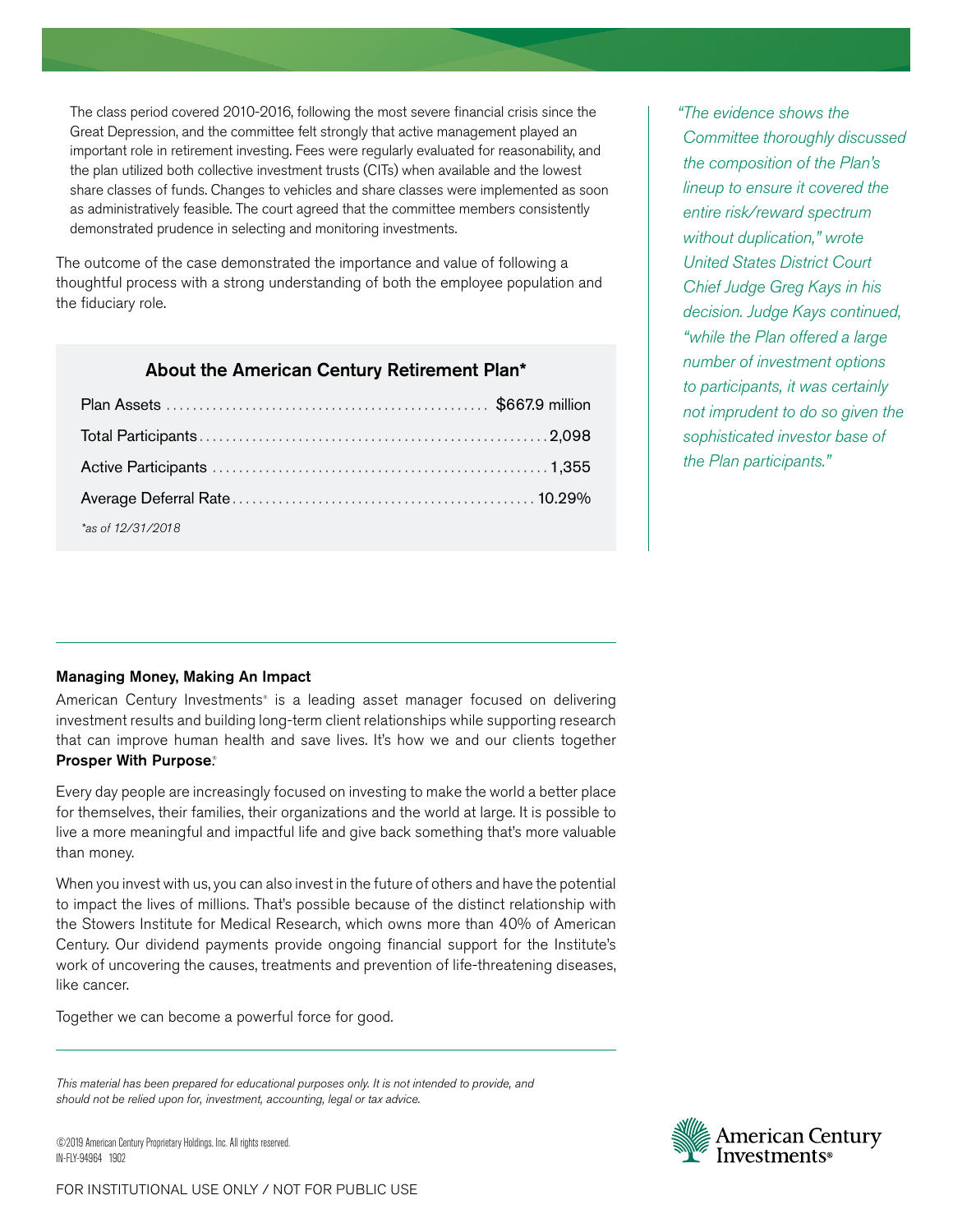The class period covered 2010-2016, following the most severe financial crisis since the Great Depression, and the committee felt strongly that active management played an important role in retirement investing. Fees were regularly evaluated for reasonability, and the plan utilized both collective investment trusts (CITs) when available and the lowest share classes of funds. Changes to vehicles and share classes were implemented as soon as administratively feasible. The court agreed that the committee members consistently demonstrated prudence in selecting and monitoring investments.

The outcome of the case demonstrated the importance and value of following a thoughtful process with a strong understanding of both the employee population and the fiduciary role.

*"The evidence shows the Committee thoroughly discussed the composition of the Plan's lineup to ensure it covered the entire risk/reward spectrum without duplication," wrote United States District Court Chief Judge Greg Kays in his decision. Judge Kays continued, "while the Plan offered a large number of investment options to participants, it was certainly not imprudent to do so given the sophisticated investor base of the Plan participants."*

### About the American Century Retirement Plan*

| | |
|---|---|
| Plan Assets | $667.9 million |
| Total Participants | 2,098 |
| Active Participants | 1,355 |
| Average Deferral Rate | 10.29% |

*\*as of 12/31/2018*

**Managing Money, Making An Impact**

American Century Investments® is a leading asset manager focused on delivering investment results and building long-term client relationships while supporting research that can improve human health and save lives. It's how we and our clients together **Prosper With Purpose**.®

Every day people are increasingly focused on investing to make the world a better place for themselves, their families, their organizations and the world at large. It is possible to live a more meaningful and impactful life and give back something that's more valuable than money.

When you invest with us, you can also invest in the future of others and have the potential to impact the lives of millions. That's possible because of the distinct relationship with the Stowers Institute for Medical Research, which owns more than 40% of American Century. Our dividend payments provide ongoing financial support for the Institute's work of uncovering the causes, treatments and prevention of life-threatening diseases, like cancer.

Together we can become a powerful force for good.

*This material has been prepared for educational purposes only. It is not intended to provide, and should not be relied upon for, investment, accounting, legal or tax advice.*

©2019 American Century Proprietary Holdings, Inc. All rights reserved.
IN-FLY-94964 1902

American Century Investments®

FOR INSTITUTIONAL USE ONLY / NOT FOR PUBLIC USE